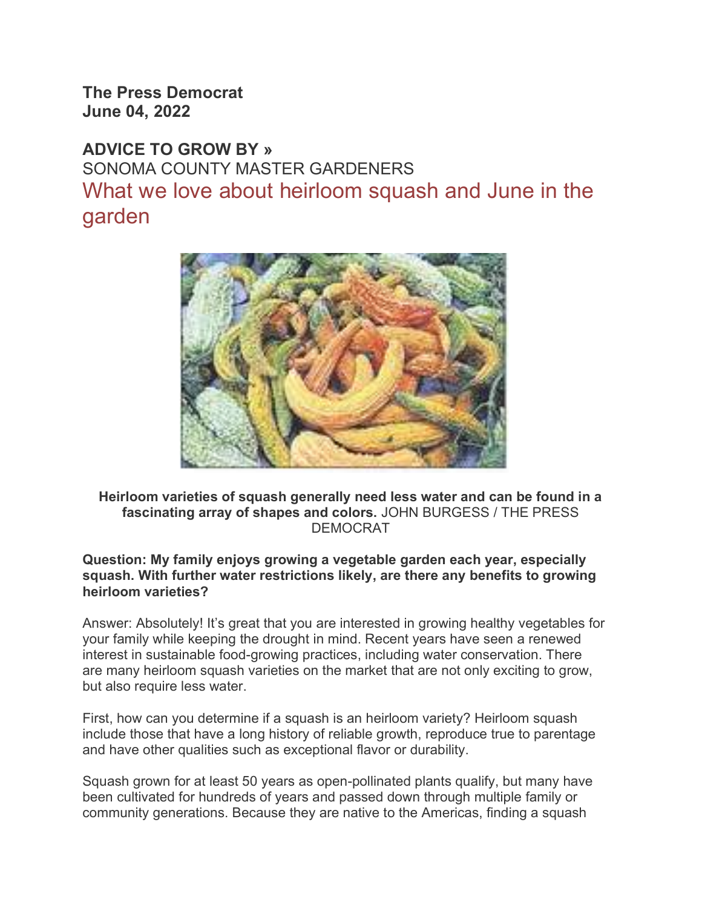**The Press Democrat**
**June 04, 2022**

**ADVICE TO GROW BY »**
SONOMA COUNTY MASTER GARDENERS

# What we love about heirloom squash and June in the garden

**Heirloom varieties of squash generally need less water and can be found in a fascinating array of shapes and colors.** JOHN BURGESS / THE PRESS DEMOCRAT

**Question: My family enjoys growing a vegetable garden each year, especially squash. With further water restrictions likely, are there any benefits to growing heirloom varieties?**

Answer: Absolutely! It's great that you are interested in growing healthy vegetables for your family while keeping the drought in mind. Recent years have seen a renewed interest in sustainable food-growing practices, including water conservation. There are many heirloom squash varieties on the market that are not only exciting to grow, but also require less water.

First, how can you determine if a squash is an heirloom variety? Heirloom squash include those that have a long history of reliable growth, reproduce true to parentage and have other qualities such as exceptional flavor or durability.

Squash grown for at least 50 years as open-pollinated plants qualify, but many have been cultivated for hundreds of years and passed down through multiple family or community generations. Because they are native to the Americas, finding a squash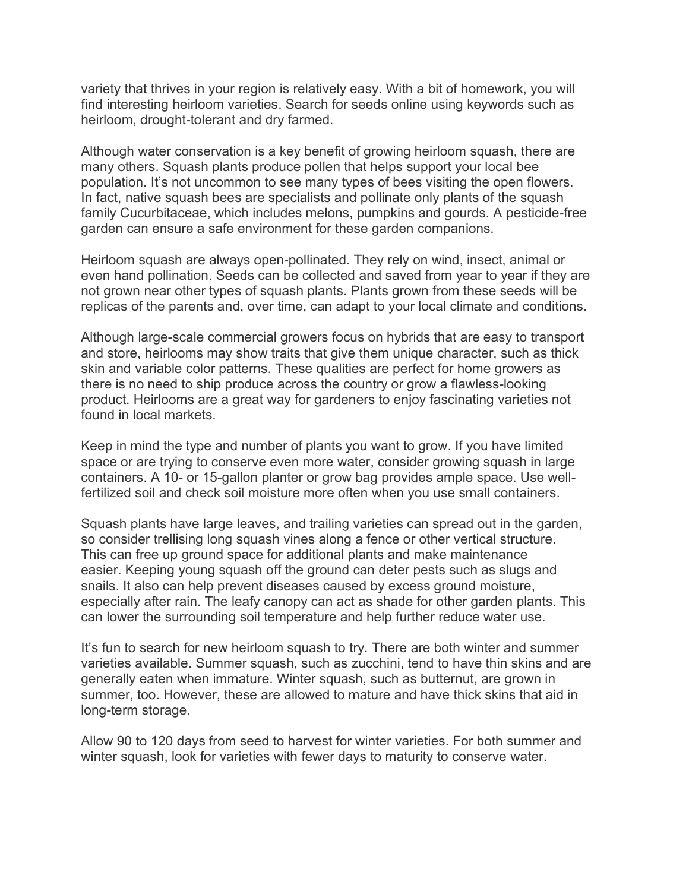variety that thrives in your region is relatively easy. With a bit of homework, you will find interesting heirloom varieties. Search for seeds online using keywords such as heirloom, drought-tolerant and dry farmed.

Although water conservation is a key benefit of growing heirloom squash, there are many others. Squash plants produce pollen that helps support your local bee population. It's not uncommon to see many types of bees visiting the open flowers. In fact, native squash bees are specialists and pollinate only plants of the squash family Cucurbitaceae, which includes melons, pumpkins and gourds. A pesticide-free garden can ensure a safe environment for these garden companions.

Heirloom squash are always open-pollinated. They rely on wind, insect, animal or even hand pollination. Seeds can be collected and saved from year to year if they are not grown near other types of squash plants. Plants grown from these seeds will be replicas of the parents and, over time, can adapt to your local climate and conditions.

Although large-scale commercial growers focus on hybrids that are easy to transport and store, heirlooms may show traits that give them unique character, such as thick skin and variable color patterns. These qualities are perfect for home growers as there is no need to ship produce across the country or grow a flawless-looking product. Heirlooms are a great way for gardeners to enjoy fascinating varieties not found in local markets.

Keep in mind the type and number of plants you want to grow. If you have limited space or are trying to conserve even more water, consider growing squash in large containers. A 10- or 15-gallon planter or grow bag provides ample space. Use well-fertilized soil and check soil moisture more often when you use small containers.

Squash plants have large leaves, and trailing varieties can spread out in the garden, so consider trellising long squash vines along a fence or other vertical structure. This can free up ground space for additional plants and make maintenance easier. Keeping young squash off the ground can deter pests such as slugs and snails. It also can help prevent diseases caused by excess ground moisture, especially after rain. The leafy canopy can act as shade for other garden plants. This can lower the surrounding soil temperature and help further reduce water use.

It's fun to search for new heirloom squash to try. There are both winter and summer varieties available. Summer squash, such as zucchini, tend to have thin skins and are generally eaten when immature. Winter squash, such as butternut, are grown in summer, too. However, these are allowed to mature and have thick skins that aid in long-term storage.

Allow 90 to 120 days from seed to harvest for winter varieties. For both summer and winter squash, look for varieties with fewer days to maturity to conserve water.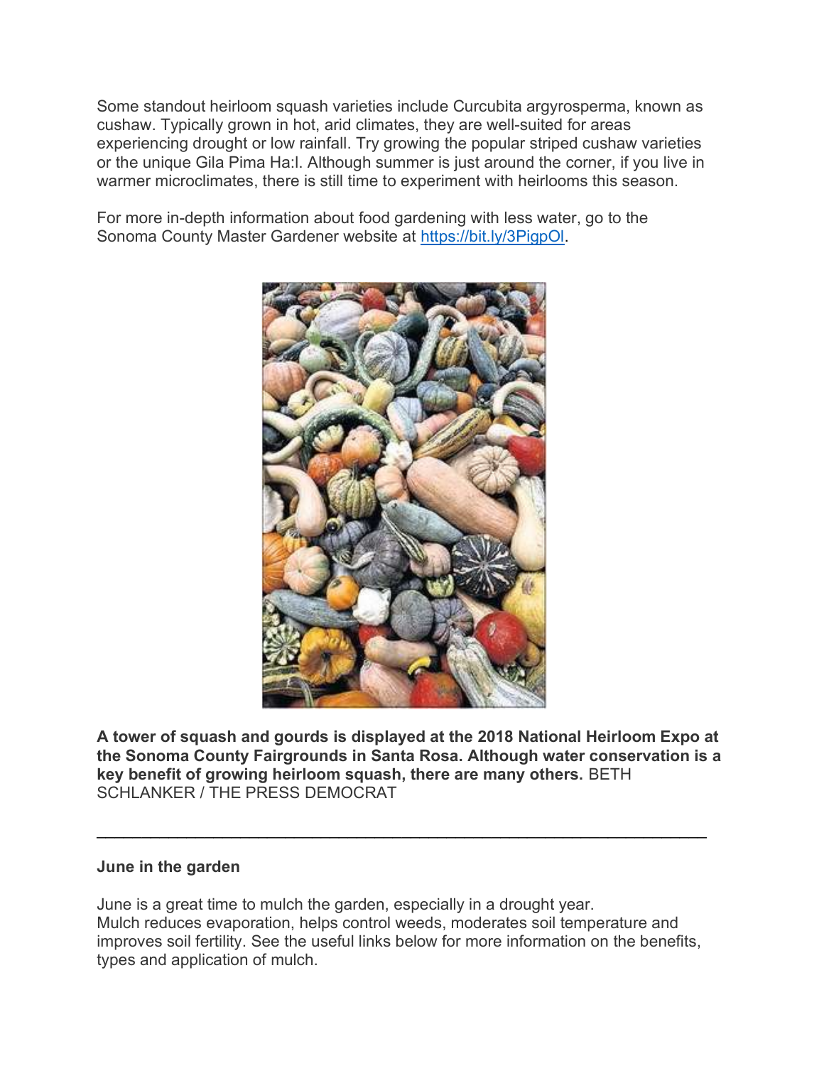Some standout heirloom squash varieties include Curcubita argyrosperma, known as cushaw. Typically grown in hot, arid climates, they are well-suited for areas experiencing drought or low rainfall. Try growing the popular striped cushaw varieties or the unique Gila Pima Ha:l. Although summer is just around the corner, if you live in warmer microclimates, there is still time to experiment with heirlooms this season.

For more in-depth information about food gardening with less water, go to the Sonoma County Master Gardener website at https://bit.ly/3PigpOl.

**A tower of squash and gourds is displayed at the 2018 National Heirloom Expo at the Sonoma County Fairgrounds in Santa Rosa. Although water conservation is a key benefit of growing heirloom squash, there are many others.** BETH SCHLANKER / THE PRESS DEMOCRAT

---

**June in the garden**

June is a great time to mulch the garden, especially in a drought year.
Mulch reduces evaporation, helps control weeds, moderates soil temperature and improves soil fertility. See the useful links below for more information on the benefits, types and application of mulch.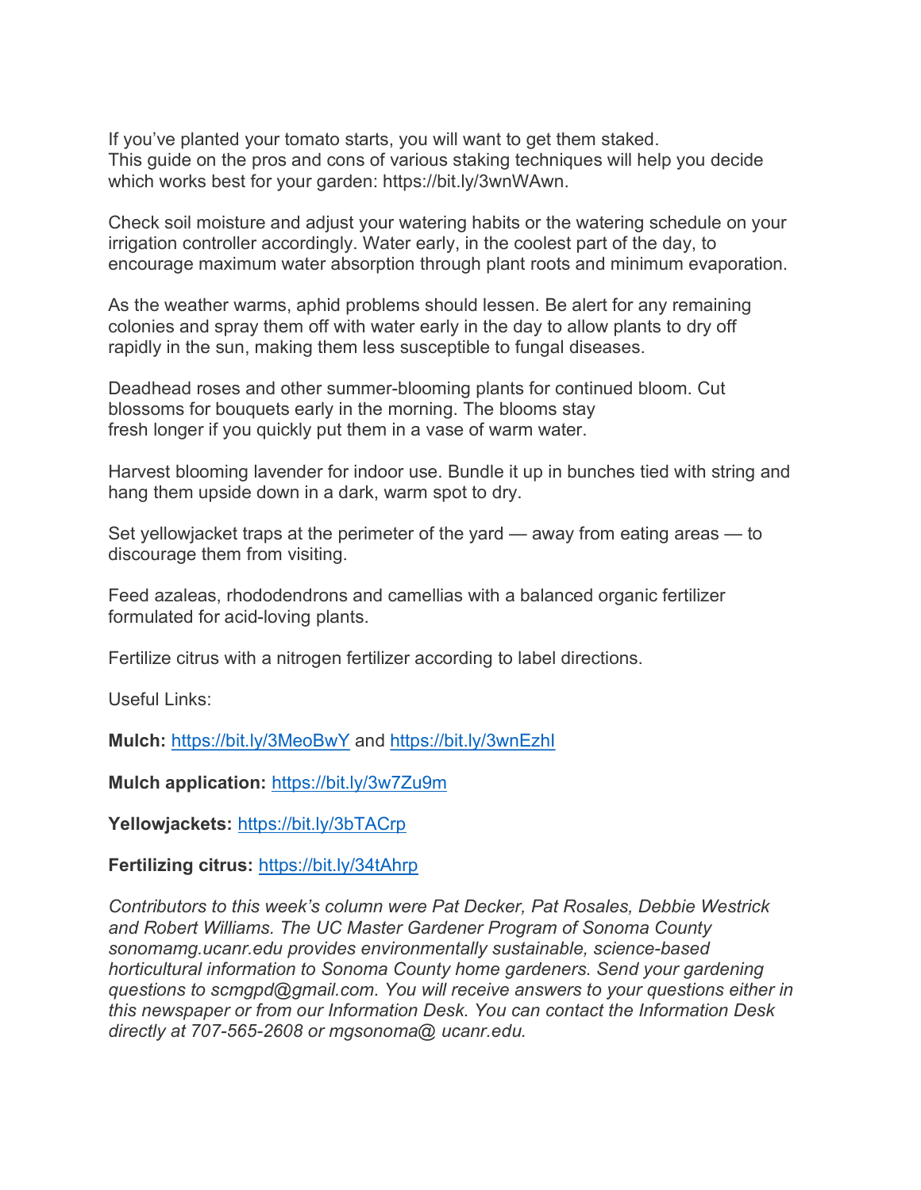If you've planted your tomato starts, you will want to get them staked.
This guide on the pros and cons of various staking techniques will help you decide which works best for your garden: https://bit.ly/3wnWAwn.

Check soil moisture and adjust your watering habits or the watering schedule on your irrigation controller accordingly. Water early, in the coolest part of the day, to encourage maximum water absorption through plant roots and minimum evaporation.

As the weather warms, aphid problems should lessen. Be alert for any remaining colonies and spray them off with water early in the day to allow plants to dry off rapidly in the sun, making them less susceptible to fungal diseases.

Deadhead roses and other summer-blooming plants for continued bloom. Cut blossoms for bouquets early in the morning. The blooms stay fresh longer if you quickly put them in a vase of warm water.

Harvest blooming lavender for indoor use. Bundle it up in bunches tied with string and hang them upside down in a dark, warm spot to dry.

Set yellowjacket traps at the perimeter of the yard — away from eating areas — to discourage them from visiting.

Feed azaleas, rhododendrons and camellias with a balanced organic fertilizer formulated for acid-loving plants.

Fertilize citrus with a nitrogen fertilizer according to label directions.

Useful Links:

**Mulch:** https://bit.ly/3MeoBwY and https://bit.ly/3wnEzhI

**Mulch application:** https://bit.ly/3w7Zu9m

**Yellowjackets:** https://bit.ly/3bTACrp

**Fertilizing citrus:** https://bit.ly/34tAhrp

*Contributors to this week's column were Pat Decker, Pat Rosales, Debbie Westrick and Robert Williams. The UC Master Gardener Program of Sonoma County sonomamg.ucanr.edu provides environmentally sustainable, science-based horticultural information to Sonoma County home gardeners. Send your gardening questions to scmgpd@gmail.com. You will receive answers to your questions either in this newspaper or from our Information Desk. You can contact the Information Desk directly at 707-565-2608 or mgsonoma@ ucanr.edu.*